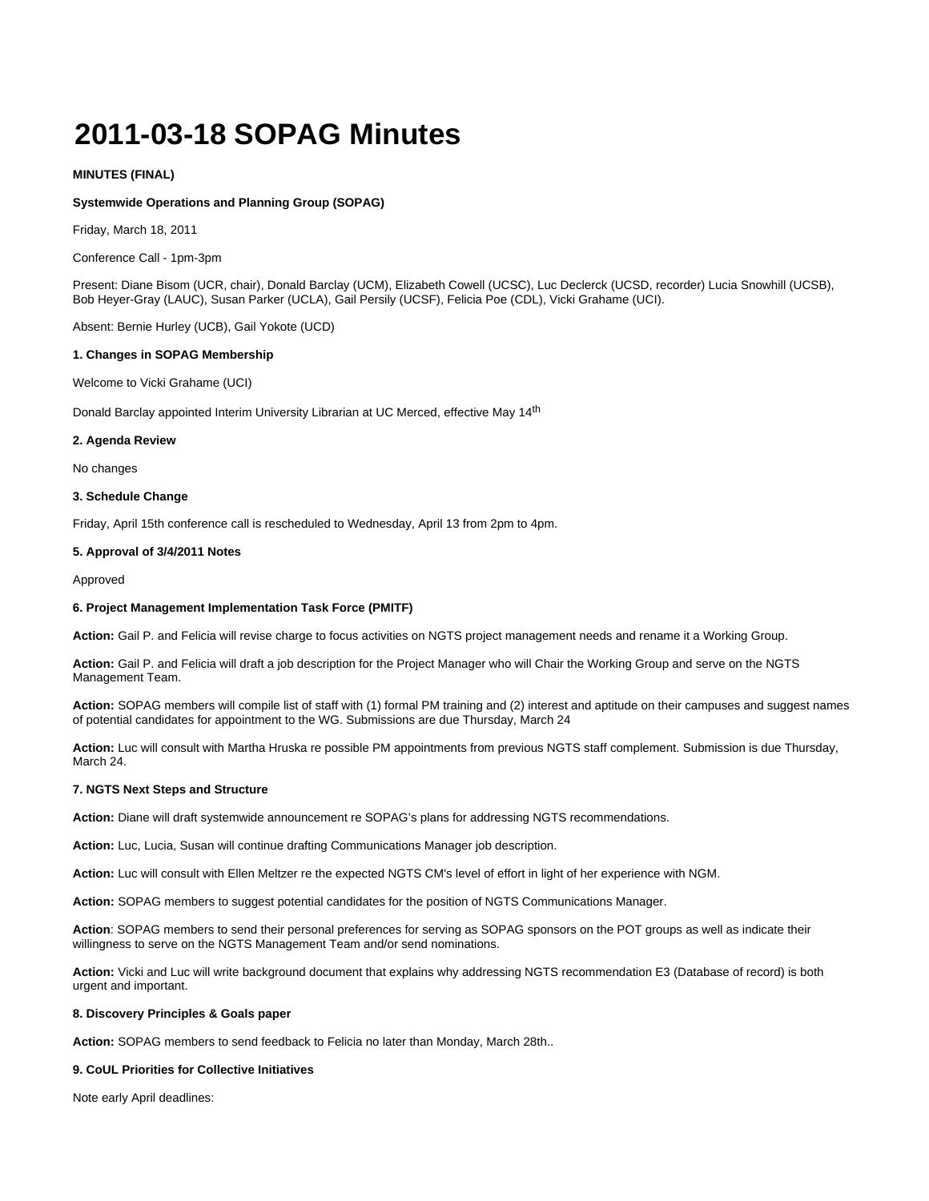# 2011-03-18 SOPAG Minutes

**MINUTES (FINAL)**

**Systemwide Operations and Planning Group (SOPAG)**

Friday, March 18, 2011

Conference Call - 1pm-3pm

Present: Diane Bisom (UCR, chair), Donald Barclay (UCM), Elizabeth Cowell (UCSC), Luc Declerck (UCSD, recorder) Lucia Snowhill (UCSB), Bob Heyer-Gray (LAUC), Susan Parker (UCLA), Gail Persily (UCSF), Felicia Poe (CDL), Vicki Grahame (UCI).

Absent: Bernie Hurley (UCB), Gail Yokote (UCD)

**1. Changes in SOPAG Membership**

Welcome to Vicki Grahame (UCI)

Donald Barclay appointed Interim University Librarian at UC Merced, effective May 14th

**2. Agenda Review**

No changes

**3. Schedule Change**

Friday, April 15th conference call is rescheduled to Wednesday, April 13 from 2pm to 4pm.

**5. Approval of 3/4/2011 Notes**

Approved

**6. Project Management Implementation Task Force (PMITF)**

**Action:** Gail P. and Felicia will revise charge to focus activities on NGTS project management needs and rename it a Working Group.

**Action:** Gail P. and Felicia will draft a job description for the Project Manager who will Chair the Working Group and serve on the NGTS Management Team.

**Action:** SOPAG members will compile list of staff with (1) formal PM training and (2) interest and aptitude on their campuses and suggest names of potential candidates for appointment to the WG. Submissions are due Thursday, March 24

**Action:** Luc will consult with Martha Hruska re possible PM appointments from previous NGTS staff complement. Submission is due Thursday, March 24.

**7. NGTS Next Steps and Structure**

**Action:** Diane will draft systemwide announcement re SOPAG's plans for addressing NGTS recommendations.

**Action:** Luc, Lucia, Susan will continue drafting Communications Manager job description.

**Action:** Luc will consult with Ellen Meltzer re the expected NGTS CM's level of effort in light of her experience with NGM.

**Action:** SOPAG members to suggest potential candidates for the position of NGTS Communications Manager.

**Action**: SOPAG members to send their personal preferences for serving as SOPAG sponsors on the POT groups as well as indicate their willingness to serve on the NGTS Management Team and/or send nominations.

**Action:** Vicki and Luc will write background document that explains why addressing NGTS recommendation E3 (Database of record) is both urgent and important.

**8. Discovery Principles & Goals paper**

**Action:** SOPAG members to send feedback to Felicia no later than Monday, March 28th..

**9. CoUL Priorities for Collective Initiatives**

Note early April deadlines: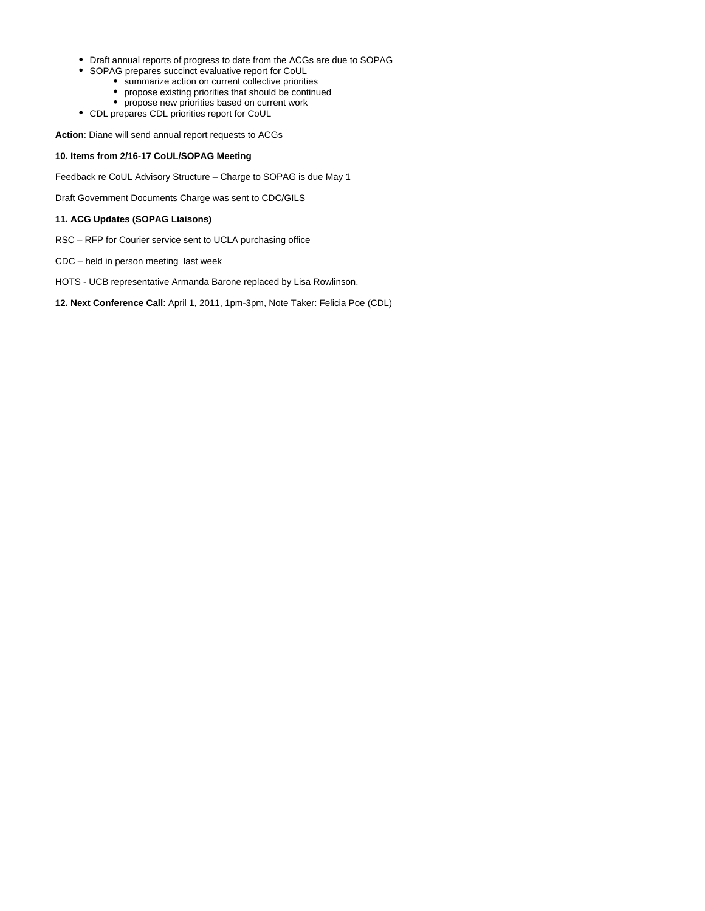- Draft annual reports of progress to date from the ACGs are due to SOPAG
- SOPAG prepares succinct evaluative report for CoUL
    - summarize action on current collective priorities
    - propose existing priorities that should be continued
    - propose new priorities based on current work
- CDL prepares CDL priorities report for CoUL

**Action**: Diane will send annual report requests to ACGs

**10. Items from 2/16-17 CoUL/SOPAG Meeting**

Feedback re CoUL Advisory Structure – Charge to SOPAG is due May 1

Draft Government Documents Charge was sent to CDC/GILS

**11. ACG Updates (SOPAG Liaisons)**

RSC – RFP for Courier service sent to UCLA purchasing office

CDC – held in person meeting last week

HOTS - UCB representative Armanda Barone replaced by Lisa Rowlinson.

**12. Next Conference Call**: April 1, 2011, 1pm-3pm, Note Taker: Felicia Poe (CDL)